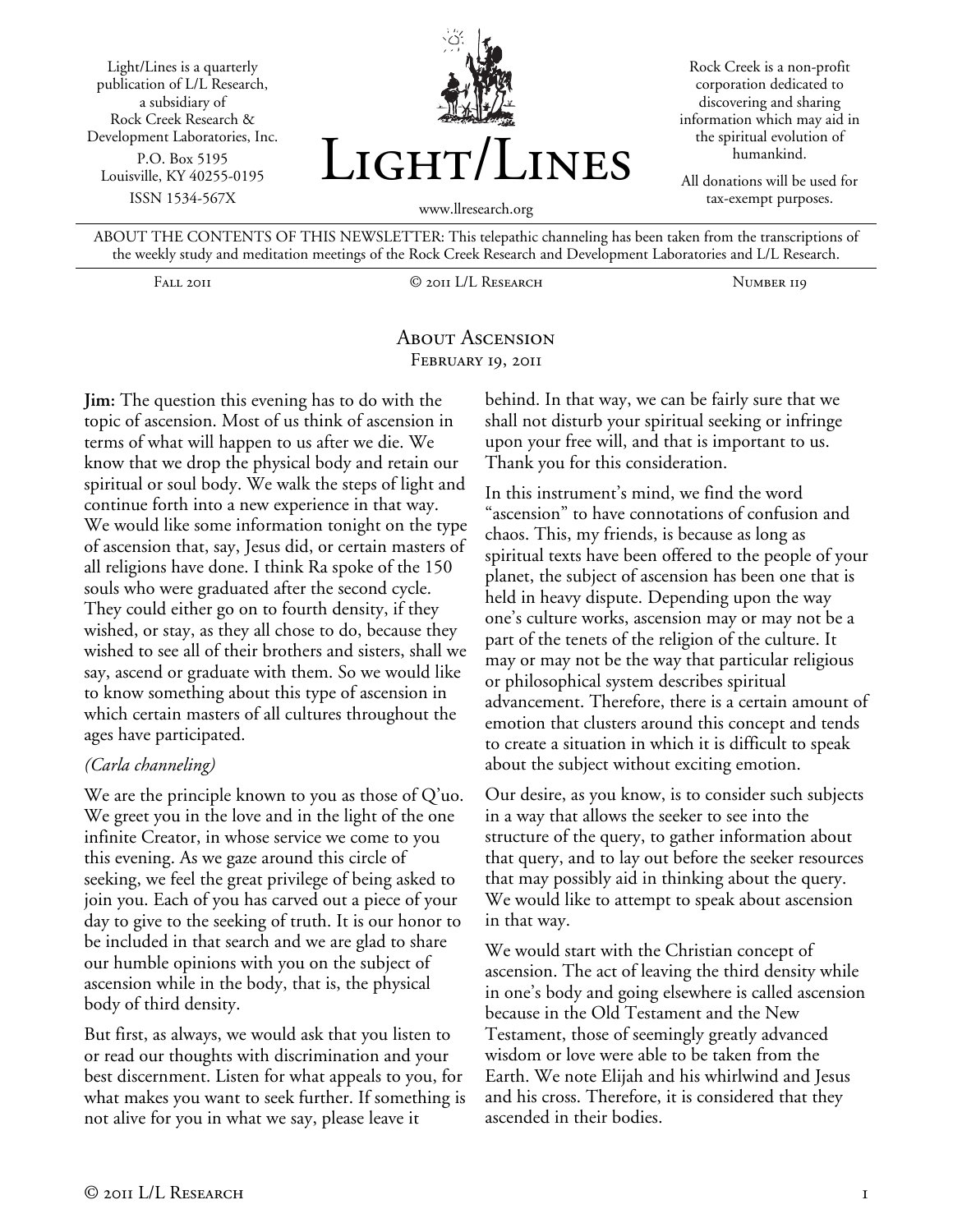Light/Lines is a quarterly publication of L/L Research, a subsidiary of Rock Creek Research & Development Laboratories, Inc.
P.O. Box 5195
Louisville, KY 40255-0195
ISSN 1534-567X

# Light/Lines

www.llresearch.org

Rock Creek is a non-profit corporation dedicated to discovering and sharing information which may aid in the spiritual evolution of humankind.

All donations will be used for tax-exempt purposes.

ABOUT THE CONTENTS OF THIS NEWSLETTER: This telepathic channeling has been taken from the transcriptions of the weekly study and meditation meetings of the Rock Creek Research and Development Laboratories and L/L Research.

Fall 2011 | © 2011 L/L Research | Number 119

## About Ascension
February 19, 2011

**Jim:** The question this evening has to do with the topic of ascension. Most of us think of ascension in terms of what will happen to us after we die. We know that we drop the physical body and retain our spiritual or soul body. We walk the steps of light and continue forth into a new experience in that way. We would like some information tonight on the type of ascension that, say, Jesus did, or certain masters of all religions have done. I think Ra spoke of the 150 souls who were graduated after the second cycle. They could either go on to fourth density, if they wished, or stay, as they all chose to do, because they wished to see all of their brothers and sisters, shall we say, ascend or graduate with them. So we would like to know something about this type of ascension in which certain masters of all cultures throughout the ages have participated.

*(Carla channeling)*

We are the principle known to you as those of Q'uo. We greet you in the love and in the light of the one infinite Creator, in whose service we come to you this evening. As we gaze around this circle of seeking, we feel the great privilege of being asked to join you. Each of you has carved out a piece of your day to give to the seeking of truth. It is our honor to be included in that search and we are glad to share our humble opinions with you on the subject of ascension while in the body, that is, the physical body of third density.

But first, as always, we would ask that you listen to or read our thoughts with discrimination and your best discernment. Listen for what appeals to you, for what makes you want to seek further. If something is not alive for you in what we say, please leave it behind. In that way, we can be fairly sure that we shall not disturb your spiritual seeking or infringe upon your free will, and that is important to us. Thank you for this consideration.

In this instrument's mind, we find the word "ascension" to have connotations of confusion and chaos. This, my friends, is because as long as spiritual texts have been offered to the people of your planet, the subject of ascension has been one that is held in heavy dispute. Depending upon the way one's culture works, ascension may or may not be a part of the tenets of the religion of the culture. It may or may not be the way that particular religious or philosophical system describes spiritual advancement. Therefore, there is a certain amount of emotion that clusters around this concept and tends to create a situation in which it is difficult to speak about the subject without exciting emotion.

Our desire, as you know, is to consider such subjects in a way that allows the seeker to see into the structure of the query, to gather information about that query, and to lay out before the seeker resources that may possibly aid in thinking about the query. We would like to attempt to speak about ascension in that way.

We would start with the Christian concept of ascension. The act of leaving the third density while in one's body and going elsewhere is called ascension because in the Old Testament and the New Testament, those of seemingly greatly advanced wisdom or love were able to be taken from the Earth. We note Elijah and his whirlwind and Jesus and his cross. Therefore, it is considered that they ascended in their bodies.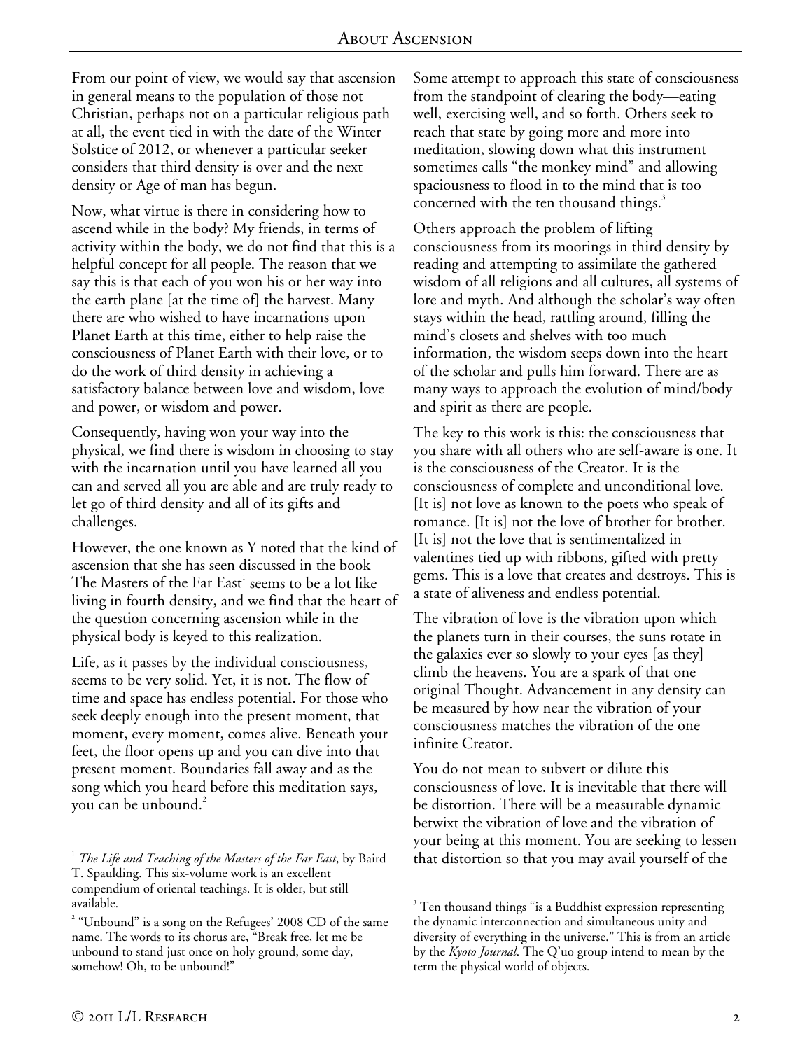From our point of view, we would say that ascension in general means to the population of those not Christian, perhaps not on a particular religious path at all, the event tied in with the date of the Winter Solstice of 2012, or whenever a particular seeker considers that third density is over and the next density or Age of man has begun.

Now, what virtue is there in considering how to ascend while in the body? My friends, in terms of activity within the body, we do not find that this is a helpful concept for all people. The reason that we say this is that each of you won his or her way into the earth plane [at the time of] the harvest. Many there are who wished to have incarnations upon Planet Earth at this time, either to help raise the consciousness of Planet Earth with their love, or to do the work of third density in achieving a satisfactory balance between love and wisdom, love and power, or wisdom and power.

Consequently, having won your way into the physical, we find there is wisdom in choosing to stay with the incarnation until you have learned all you can and served all you are able and are truly ready to let go of third density and all of its gifts and challenges.

However, the one known as Y noted that the kind of ascension that she has seen discussed in the book The Masters of the Far East[1] seems to be a lot like living in fourth density, and we find that the heart of the question concerning ascension while in the physical body is keyed to this realization.

Life, as it passes by the individual consciousness, seems to be very solid. Yet, it is not. The flow of time and space has endless potential. For those who seek deeply enough into the present moment, that moment, every moment, comes alive. Beneath your feet, the floor opens up and you can dive into that present moment. Boundaries fall away and as the song which you heard before this meditation says, you can be unbound.[2]

Some attempt to approach this state of consciousness from the standpoint of clearing the body—eating well, exercising well, and so forth. Others seek to reach that state by going more and more into meditation, slowing down what this instrument sometimes calls "the monkey mind" and allowing spaciousness to flood in to the mind that is too concerned with the ten thousand things.[3]

Others approach the problem of lifting consciousness from its moorings in third density by reading and attempting to assimilate the gathered wisdom of all religions and all cultures, all systems of lore and myth. And although the scholar's way often stays within the head, rattling around, filling the mind's closets and shelves with too much information, the wisdom seeps down into the heart of the scholar and pulls him forward. There are as many ways to approach the evolution of mind/body and spirit as there are people.

The key to this work is this: the consciousness that you share with all others who are self-aware is one. It is the consciousness of the Creator. It is the consciousness of complete and unconditional love. [It is] not love as known to the poets who speak of romance. [It is] not the love of brother for brother. [It is] not the love that is sentimentalized in valentines tied up with ribbons, gifted with pretty gems. This is a love that creates and destroys. This is a state of aliveness and endless potential.

The vibration of love is the vibration upon which the planets turn in their courses, the suns rotate in the galaxies ever so slowly to your eyes [as they] climb the heavens. You are a spark of that one original Thought. Advancement in any density can be measured by how near the vibration of your consciousness matches the vibration of the one infinite Creator.

You do not mean to subvert or dilute this consciousness of love. It is inevitable that there will be distortion. There will be a measurable dynamic betwixt the vibration of love and the vibration of your being at this moment. You are seeking to lessen that distortion so that you may avail yourself of the

---

[1] *The Life and Teaching of the Masters of the Far East*, by Baird T. Spaulding. This six-volume work is an excellent compendium of oriental teachings. It is older, but still available.

[2] "Unbound" is a song on the Refugees' 2008 CD of the same name. The words to its chorus are, "Break free, let me be unbound to stand just once on holy ground, some day, somehow! Oh, to be unbound!"

[3] Ten thousand things "is a Buddhist expression representing the dynamic interconnection and simultaneous unity and diversity of everything in the universe." This is from an article by the *Kyoto Journal*. The Q'uo group intend to mean by the term the physical world of objects.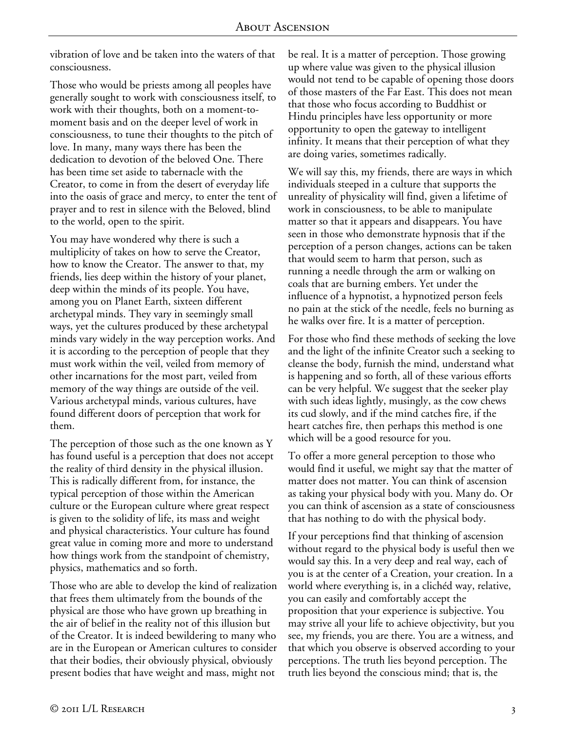vibration of love and be taken into the waters of that consciousness.

Those who would be priests among all peoples have generally sought to work with consciousness itself, to work with their thoughts, both on a moment-to-moment basis and on the deeper level of work in consciousness, to tune their thoughts to the pitch of love. In many, many ways there has been the dedication to devotion of the beloved One. There has been time set aside to tabernacle with the Creator, to come in from the desert of everyday life into the oasis of grace and mercy, to enter the tent of prayer and to rest in silence with the Beloved, blind to the world, open to the spirit.

You may have wondered why there is such a multiplicity of takes on how to serve the Creator, how to know the Creator. The answer to that, my friends, lies deep within the history of your planet, deep within the minds of its people. You have, among you on Planet Earth, sixteen different archetypal minds. They vary in seemingly small ways, yet the cultures produced by these archetypal minds vary widely in the way perception works. And it is according to the perception of people that they must work within the veil, veiled from memory of other incarnations for the most part, veiled from memory of the way things are outside of the veil. Various archetypal minds, various cultures, have found different doors of perception that work for them.

The perception of those such as the one known as Y has found useful is a perception that does not accept the reality of third density in the physical illusion. This is radically different from, for instance, the typical perception of those within the American culture or the European culture where great respect is given to the solidity of life, its mass and weight and physical characteristics. Your culture has found great value in coming more and more to understand how things work from the standpoint of chemistry, physics, mathematics and so forth.

Those who are able to develop the kind of realization that frees them ultimately from the bounds of the physical are those who have grown up breathing in the air of belief in the reality not of this illusion but of the Creator. It is indeed bewildering to many who are in the European or American cultures to consider that their bodies, their obviously physical, obviously present bodies that have weight and mass, might not be real. It is a matter of perception. Those growing up where value was given to the physical illusion would not tend to be capable of opening those doors of those masters of the Far East. This does not mean that those who focus according to Buddhist or Hindu principles have less opportunity or more opportunity to open the gateway to intelligent infinity. It means that their perception of what they are doing varies, sometimes radically.

We will say this, my friends, there are ways in which individuals steeped in a culture that supports the unreality of physicality will find, given a lifetime of work in consciousness, to be able to manipulate matter so that it appears and disappears. You have seen in those who demonstrate hypnosis that if the perception of a person changes, actions can be taken that would seem to harm that person, such as running a needle through the arm or walking on coals that are burning embers. Yet under the influence of a hypnotist, a hypnotized person feels no pain at the stick of the needle, feels no burning as he walks over fire. It is a matter of perception.

For those who find these methods of seeking the love and the light of the infinite Creator such a seeking to cleanse the body, furnish the mind, understand what is happening and so forth, all of these various efforts can be very helpful. We suggest that the seeker play with such ideas lightly, musingly, as the cow chews its cud slowly, and if the mind catches fire, if the heart catches fire, then perhaps this method is one which will be a good resource for you.

To offer a more general perception to those who would find it useful, we might say that the matter of matter does not matter. You can think of ascension as taking your physical body with you. Many do. Or you can think of ascension as a state of consciousness that has nothing to do with the physical body.

If your perceptions find that thinking of ascension without regard to the physical body is useful then we would say this. In a very deep and real way, each of you is at the center of a Creation, your creation. In a world where everything is, in a clichéd way, relative, you can easily and comfortably accept the proposition that your experience is subjective. You may strive all your life to achieve objectivity, but you see, my friends, you are there. You are a witness, and that which you observe is observed according to your perceptions. The truth lies beyond perception. The truth lies beyond the conscious mind; that is, the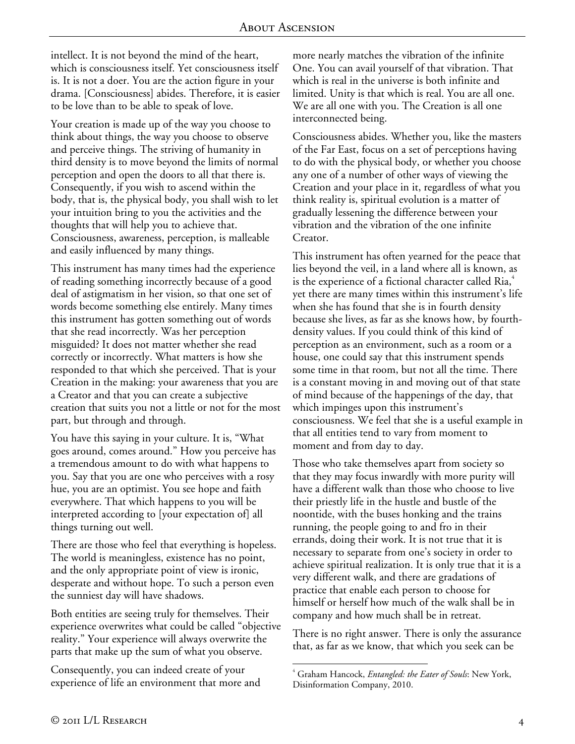intellect. It is not beyond the mind of the heart, which is consciousness itself. Yet consciousness itself is. It is not a doer. You are the action figure in your drama. [Consciousness] abides. Therefore, it is easier to be love than to be able to speak of love.

Your creation is made up of the way you choose to think about things, the way you choose to observe and perceive things. The striving of humanity in third density is to move beyond the limits of normal perception and open the doors to all that there is. Consequently, if you wish to ascend within the body, that is, the physical body, you shall wish to let your intuition bring to you the activities and the thoughts that will help you to achieve that. Consciousness, awareness, perception, is malleable and easily influenced by many things.

This instrument has many times had the experience of reading something incorrectly because of a good deal of astigmatism in her vision, so that one set of words become something else entirely. Many times this instrument has gotten something out of words that she read incorrectly. Was her perception misguided? It does not matter whether she read correctly or incorrectly. What matters is how she responded to that which she perceived. That is your Creation in the making: your awareness that you are a Creator and that you can create a subjective creation that suits you not a little or not for the most part, but through and through.

You have this saying in your culture. It is, "What goes around, comes around." How you perceive has a tremendous amount to do with what happens to you. Say that you are one who perceives with a rosy hue, you are an optimist. You see hope and faith everywhere. That which happens to you will be interpreted according to [your expectation of] all things turning out well.

There are those who feel that everything is hopeless. The world is meaningless, existence has no point, and the only appropriate point of view is ironic, desperate and without hope. To such a person even the sunniest day will have shadows.

Both entities are seeing truly for themselves. Their experience overwrites what could be called "objective reality." Your experience will always overwrite the parts that make up the sum of what you observe.

Consequently, you can indeed create of your experience of life an environment that more and more nearly matches the vibration of the infinite One. You can avail yourself of that vibration. That which is real in the universe is both infinite and limited. Unity is that which is real. You are all one. We are all one with you. The Creation is all one interconnected being.

Consciousness abides. Whether you, like the masters of the Far East, focus on a set of perceptions having to do with the physical body, or whether you choose any one of a number of other ways of viewing the Creation and your place in it, regardless of what you think reality is, spiritual evolution is a matter of gradually lessening the difference between your vibration and the vibration of the one infinite Creator.

This instrument has often yearned for the peace that lies beyond the veil, in a land where all is known, as is the experience of a fictional character called Ria,[4] yet there are many times within this instrument's life when she has found that she is in fourth density because she lives, as far as she knows how, by fourth-density values. If you could think of this kind of perception as an environment, such as a room or a house, one could say that this instrument spends some time in that room, but not all the time. There is a constant moving in and moving out of that state of mind because of the happenings of the day, that which impinges upon this instrument's consciousness. We feel that she is a useful example in that all entities tend to vary from moment to moment and from day to day.

Those who take themselves apart from society so that they may focus inwardly with more purity will have a different walk than those who choose to live their priestly life in the hustle and bustle of the noontide, with the buses honking and the trains running, the people going to and fro in their errands, doing their work. It is not true that it is necessary to separate from one's society in order to achieve spiritual realization. It is only true that it is a very different walk, and there are gradations of practice that enable each person to choose for himself or herself how much of the walk shall be in company and how much shall be in retreat.

There is no right answer. There is only the assurance that, as far as we know, that which you seek can be

---

[4] Graham Hancock, *Entangled: the Eater of Souls*: New York, Disinformation Company, 2010.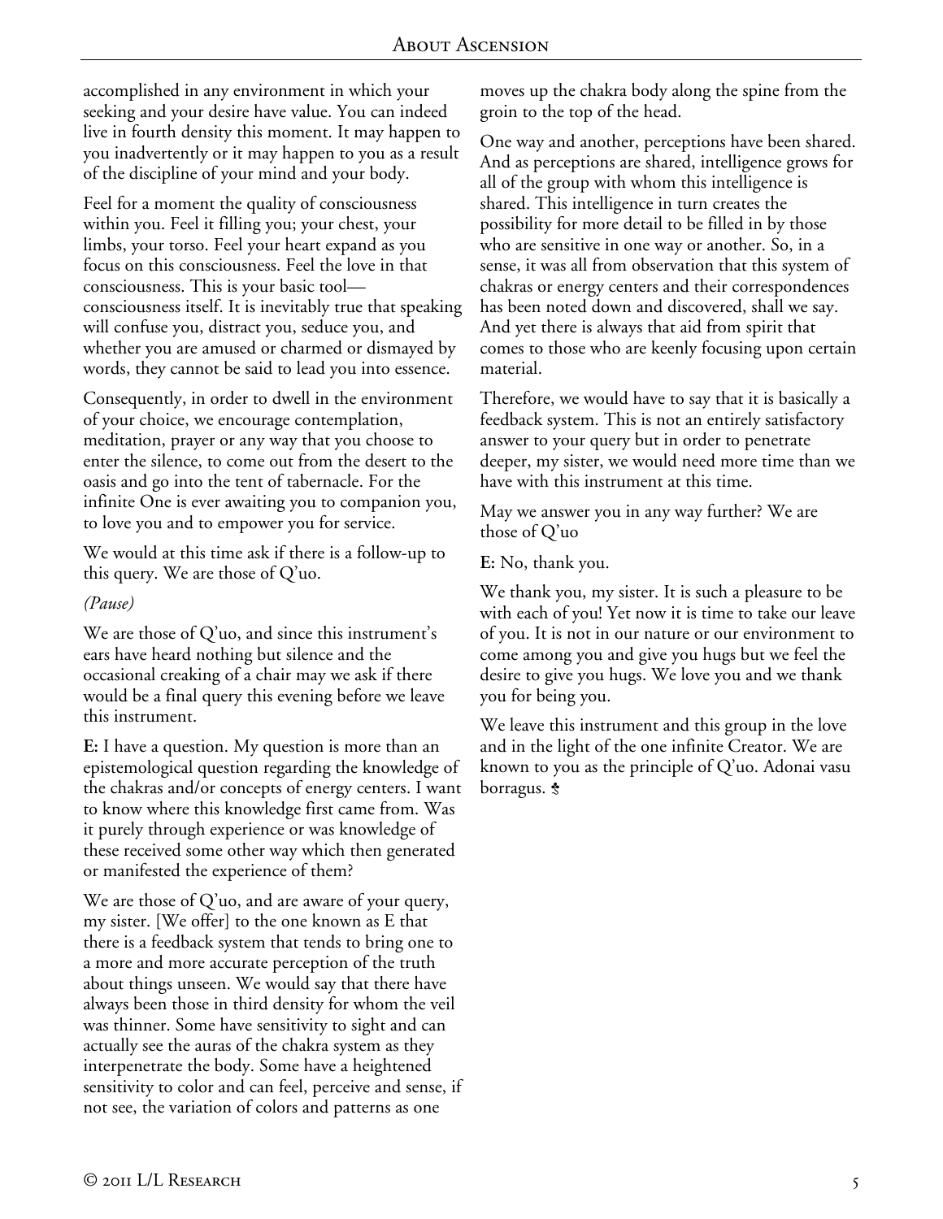accomplished in any environment in which your seeking and your desire have value. You can indeed live in fourth density this moment. It may happen to you inadvertently or it may happen to you as a result of the discipline of your mind and your body.

Feel for a moment the quality of consciousness within you. Feel it filling you; your chest, your limbs, your torso. Feel your heart expand as you focus on this consciousness. Feel the love in that consciousness. This is your basic tool—consciousness itself. It is inevitably true that speaking will confuse you, distract you, seduce you, and whether you are amused or charmed or dismayed by words, they cannot be said to lead you into essence.

Consequently, in order to dwell in the environment of your choice, we encourage contemplation, meditation, prayer or any way that you choose to enter the silence, to come out from the desert to the oasis and go into the tent of tabernacle. For the infinite One is ever awaiting you to companion you, to love you and to empower you for service.

We would at this time ask if there is a follow-up to this query. We are those of Q'uo.

*(Pause)*

We are those of Q'uo, and since this instrument's ears have heard nothing but silence and the occasional creaking of a chair may we ask if there would be a final query this evening before we leave this instrument.

**E:** I have a question. My question is more than an epistemological question regarding the knowledge of the chakras and/or concepts of energy centers. I want to know where this knowledge first came from. Was it purely through experience or was knowledge of these received some other way which then generated or manifested the experience of them?

We are those of Q'uo, and are aware of your query, my sister. [We offer] to the one known as E that there is a feedback system that tends to bring one to a more and more accurate perception of the truth about things unseen. We would say that there have always been those in third density for whom the veil was thinner. Some have sensitivity to sight and can actually see the auras of the chakra system as they interpenetrate the body. Some have a heightened sensitivity to color and can feel, perceive and sense, if not see, the variation of colors and patterns as one moves up the chakra body along the spine from the groin to the top of the head.

One way and another, perceptions have been shared. And as perceptions are shared, intelligence grows for all of the group with whom this intelligence is shared. This intelligence in turn creates the possibility for more detail to be filled in by those who are sensitive in one way or another. So, in a sense, it was all from observation that this system of chakras or energy centers and their correspondences has been noted down and discovered, shall we say. And yet there is always that aid from spirit that comes to those who are keenly focusing upon certain material.

Therefore, we would have to say that it is basically a feedback system. This is not an entirely satisfactory answer to your query but in order to penetrate deeper, my sister, we would need more time than we have with this instrument at this time.

May we answer you in any way further? We are those of Q'uo

**E:** No, thank you.

We thank you, my sister. It is such a pleasure to be with each of you! Yet now it is time to take our leave of you. It is not in our nature or our environment to come among you and give you hugs but we feel the desire to give you hugs. We love you and we thank you for being you.

We leave this instrument and this group in the love and in the light of the one infinite Creator. We are known to you as the principle of Q'uo. Adonai vasu borragus.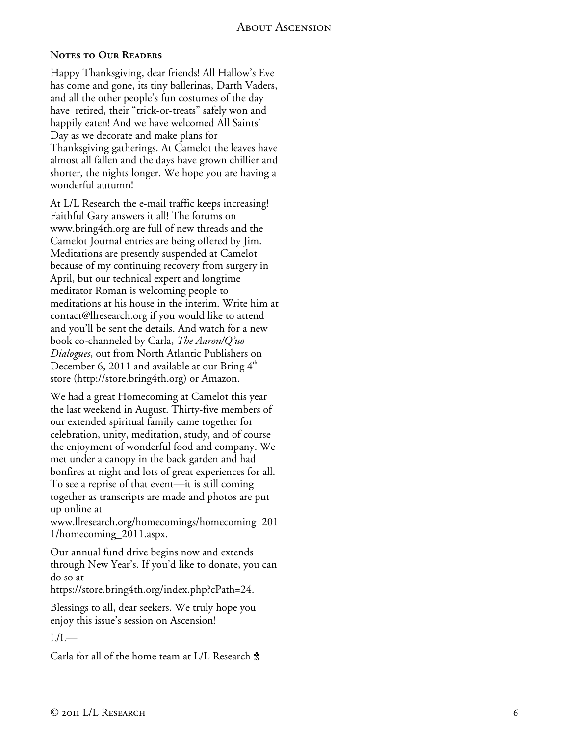### Notes to Our Readers

Happy Thanksgiving, dear friends! All Hallow's Eve has come and gone, its tiny ballerinas, Darth Vaders, and all the other people's fun costumes of the day have retired, their "trick-or-treats" safely won and happily eaten! And we have welcomed All Saints' Day as we decorate and make plans for Thanksgiving gatherings. At Camelot the leaves have almost all fallen and the days have grown chillier and shorter, the nights longer. We hope you are having a wonderful autumn!

At L/L Research the e-mail traffic keeps increasing! Faithful Gary answers it all! The forums on www.bring4th.org are full of new threads and the Camelot Journal entries are being offered by Jim. Meditations are presently suspended at Camelot because of my continuing recovery from surgery in April, but our technical expert and longtime meditator Roman is welcoming people to meditations at his house in the interim. Write him at contact@llresearch.org if you would like to attend and you'll be sent the details. And watch for a new book co-channeled by Carla, *The Aaron/Q'uo Dialogues*, out from North Atlantic Publishers on December 6, 2011 and available at our Bring 4th store (http://store.bring4th.org) or Amazon.

We had a great Homecoming at Camelot this year the last weekend in August. Thirty-five members of our extended spiritual family came together for celebration, unity, meditation, study, and of course the enjoyment of wonderful food and company. We met under a canopy in the back garden and had bonfires at night and lots of great experiences for all. To see a reprise of that event—it is still coming together as transcripts are made and photos are put up online at www.llresearch.org/homecomings/homecoming_2011/homecoming_2011.aspx.

Our annual fund drive begins now and extends through New Year's. If you'd like to donate, you can do so at https://store.bring4th.org/index.php?cPath=24.

Blessings to all, dear seekers. We truly hope you enjoy this issue's session on Ascension!

L/L—

Carla for all of the home team at L/L Research